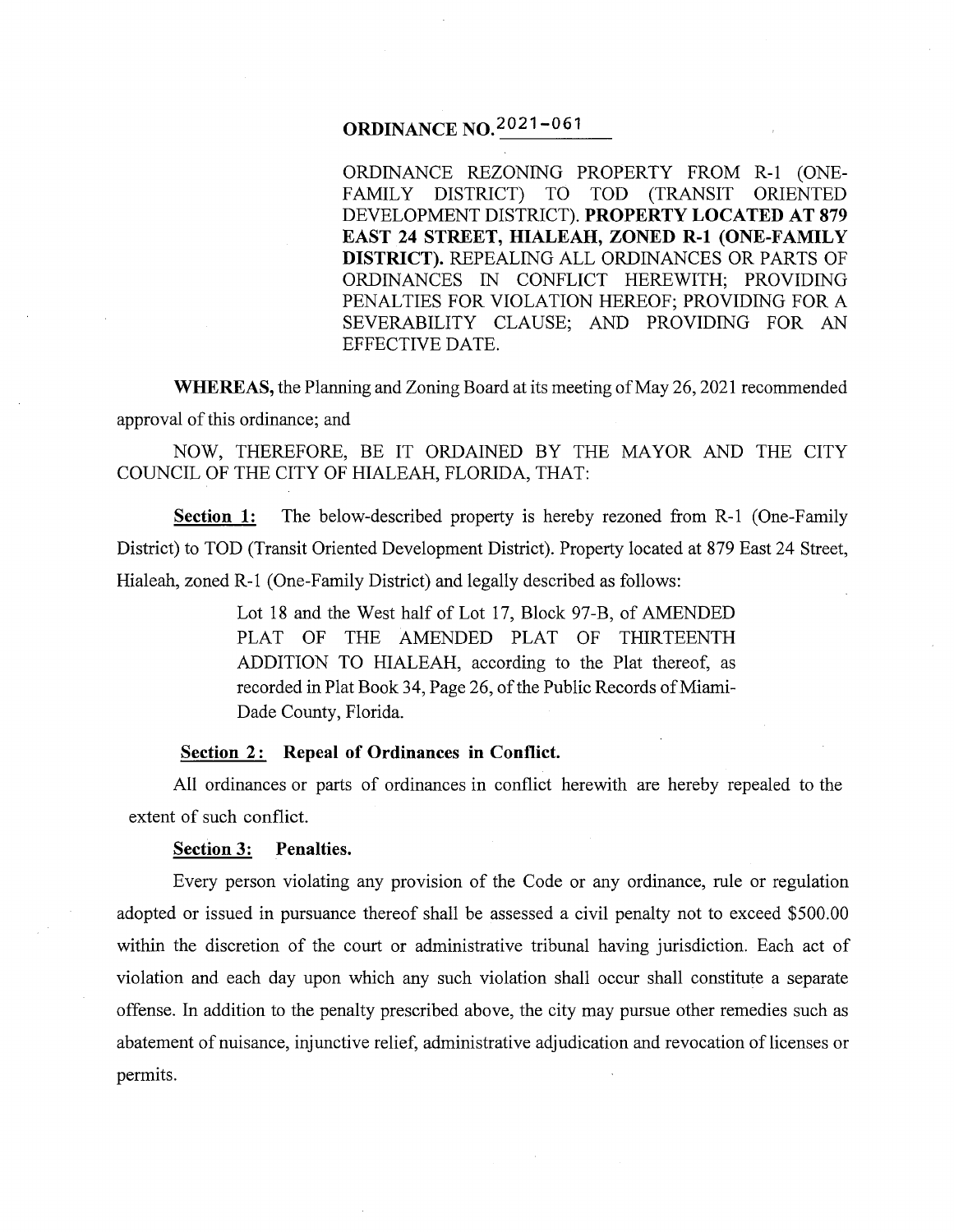# ORDINANCE NO. 2021-061

ORDINANCE REZONING PROPERTY FROM R-1 (ONE-FAMILY DISTRICT) TO TOD (TRANSIT ORIENTED DEVELOPMENT DISTRICT). **PROPERTY LOCATED AT 879 EAST 24 STREET, HIALEAH, ZONED R-1 (ONE-FAMILY DISTRICT).** REPEALING ALL ORDINANCES OR PARTS OF ORDINANCES IN CONFLICT HEREWITH; PROVIDING PENALTIES FOR VIOLATION HEREOF; PROVIDING FOR A SEVERABILITY CLAUSE; AND PROVIDING FOR AN EFFECTIVE DATE.

**WHEREAS,** the Planning and Zoning Board at its meeting of May 26, 2021 recommended approval of this ordinance; and

NOW, THEREFORE, BE IT ORDAINED BY THE MAYOR AND THE CITY COUNCIL OF THE CITY OF HIALEAH, FLORIDA, THAT:

**Section 1:** The below-described property is hereby rezoned from R-1 (One-Family District) to TOD (Transit Oriented Development District). Property located at 879 East 24 Street, Hialeah, zoned R-1 (One-Family District) and legally described as follows:

> Lot 18 and the West half of Lot 17, Block 97-B, of AMENDED PLAT OF THE AMENDED PLAT OF THIRTEENTH ADDITION TO HIALEAH, according to the Plat thereof, as recorded in Plat Book 34, Page 26, of the Public Records of Miami-Dade County, Florida.

**Section 2: Repeal of Ordinances in Conflict.**

All ordinances or parts of ordinances in conflict herewith are hereby repealed to the extent of such conflict.

**Section 3: Penalties.**

Every person violating any provision of the Code or any ordinance, rule or regulation adopted or issued in pursuance thereof shall be assessed a civil penalty not to exceed $500.00 within the discretion of the court or administrative tribunal having jurisdiction. Each act of violation and each day upon which any such violation shall occur shall constitute a separate offense. In addition to the penalty prescribed above, the city may pursue other remedies such as abatement of nuisance, injunctive relief, administrative adjudication and revocation of licenses or permits.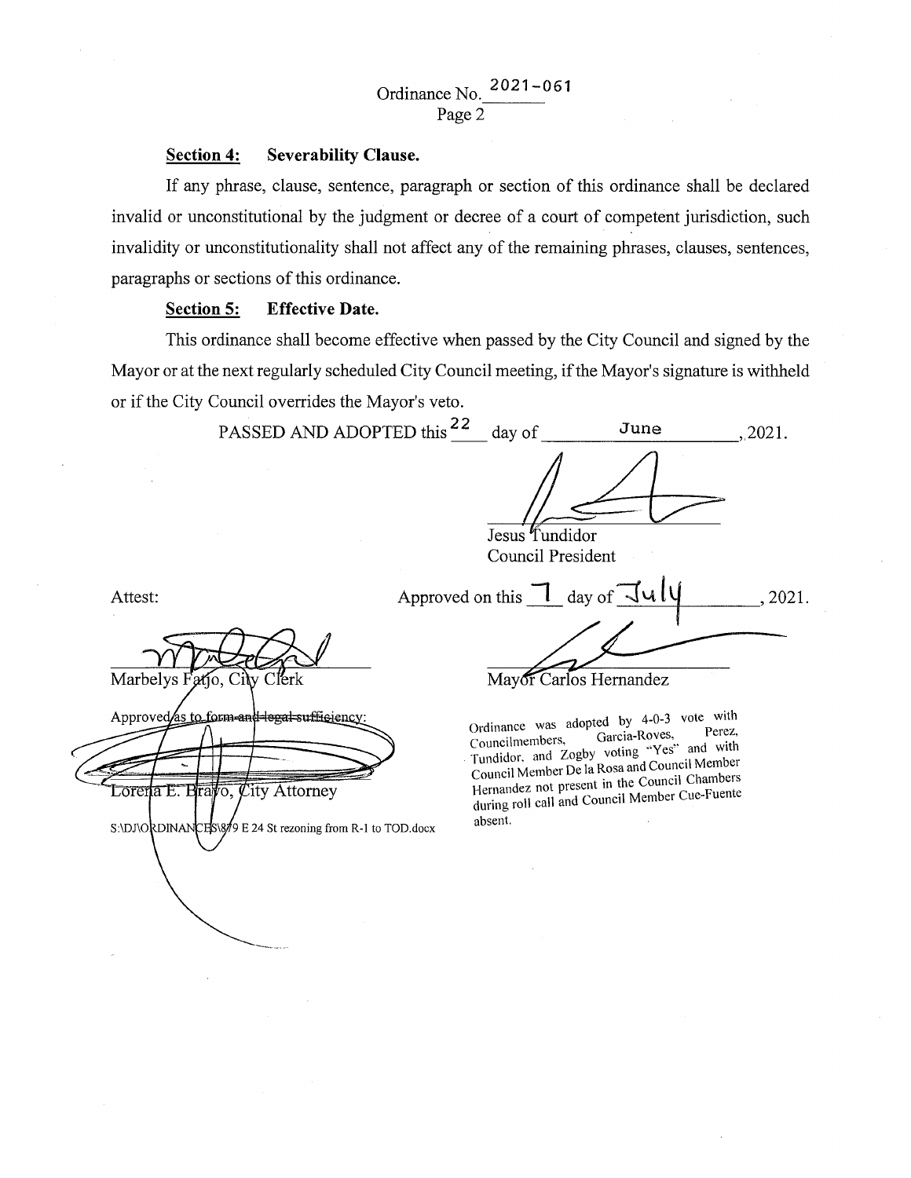Ordinance No. 2021-061

## Section 4: Severability Clause.

If any phrase, clause, sentence, paragraph or section of this ordinance shall be declared invalid or unconstitutional by the judgment or decree of a court of competent jurisdiction, such invalidity or unconstitutionality shall not affect any of the remaining phrases, clauses, sentences, paragraphs or sections of this ordinance.

## Section 5: Effective Date.

This ordinance shall become effective when passed by the City Council and signed by the Mayor or at the next regularly scheduled City Council meeting, if the Mayor's signature is withheld or if the City Council overrides the Mayor's veto.

PASSED AND ADOPTED this 22 day of June, 2021.

Jesus Tundidor
Council President

Attest:

Marbelys Fatjo, City Clerk

Approved on this 7 day of July, 2021.

Mayor Carlos Hernandez

Approved as to form and legal sufficiency:

Lorena E. Bravo, City Attorney

S:\DJ\ORDINANCES\879 E 24 St rezoning from R-1 to TOD.docx

Ordinance was adopted by 4-0-3 vote with Councilmembers, Garcia-Roves, Perez, Tundidor, and Zogby voting "Yes" and with Council Member De la Rosa and Council Member Hernandez not present in the Council Chambers during roll call and Council Member Cue-Fuente absent.